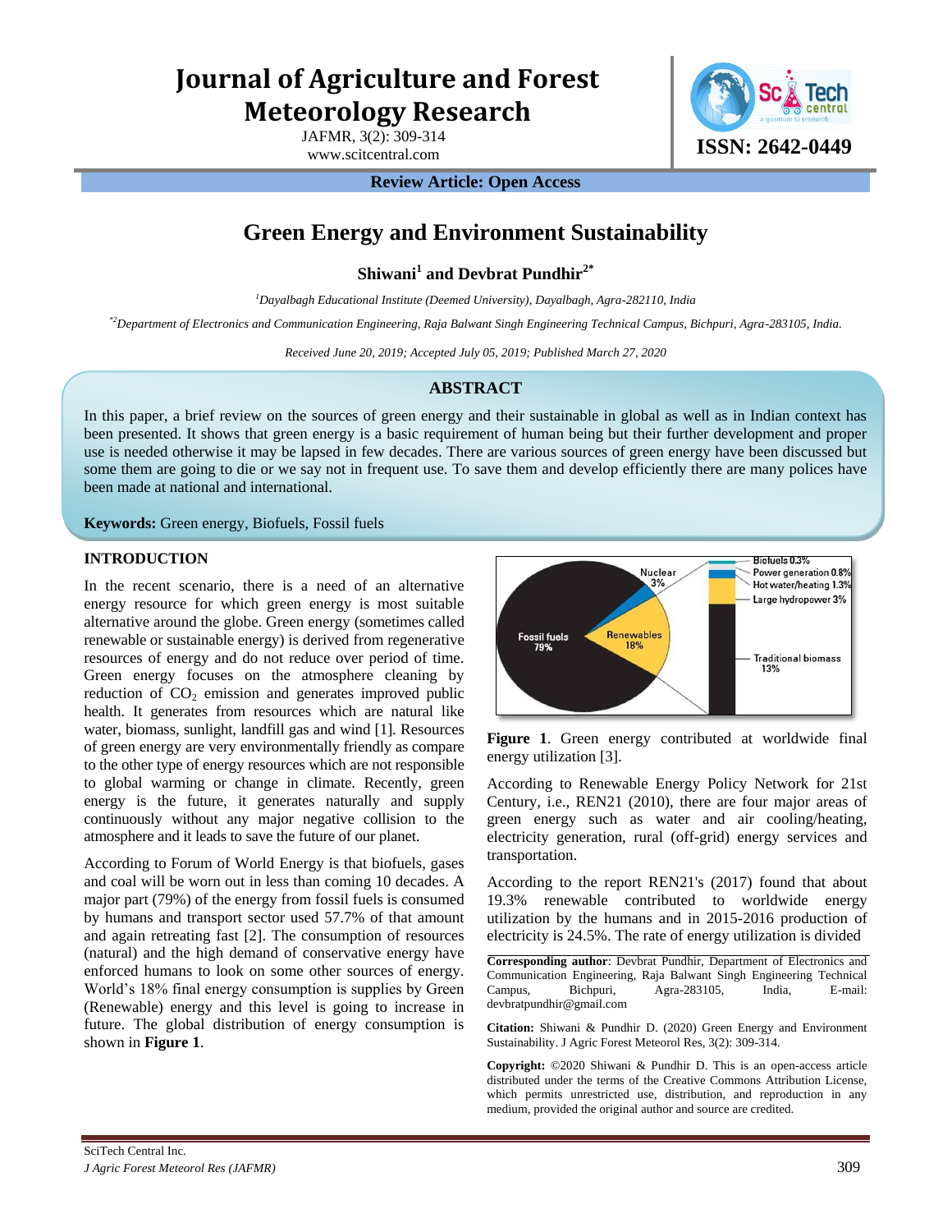# Journal of Agriculture and Forest Meteorology Research

JAFMR, 3(2): 309-314
www.scitcentral.com

ISSN: 2642-0449

**Review Article: Open Access**

## Green Energy and Environment Sustainability

**Shiwani[1] and Devbrat Pundhir[2*]**

*[1]Dayalbagh Educational Institute (Deemed University), Dayalbagh, Agra-282110, India*

*[*2]Department of Electronics and Communication Engineering, Raja Balwant Singh Engineering Technical Campus, Bichpuri, Agra-283105, India.*

*Received June 20, 2019; Accepted July 05, 2019; Published March 27, 2020*

### ABSTRACT

In this paper, a brief review on the sources of green energy and their sustainable in global as well as in Indian context has been presented. It shows that green energy is a basic requirement of human being but their further development and proper use is needed otherwise it may be lapsed in few decades. There are various sources of green energy have been discussed but some them are going to die or we say not in frequent use. To save them and develop efficiently there are many polices have been made at national and international.

**Keywords:** Green energy, Biofuels, Fossil fuels

### INTRODUCTION

In the recent scenario, there is a need of an alternative energy resource for which green energy is most suitable alternative around the globe. Green energy (sometimes called renewable or sustainable energy) is derived from regenerative resources of energy and do not reduce over period of time. Green energy focuses on the atmosphere cleaning by reduction of $CO_2$ emission and generates improved public health. It generates from resources which are natural like water, biomass, sunlight, landfill gas and wind [1]. Resources of green energy are very environmentally friendly as compare to the other type of energy resources which are not responsible to global warming or change in climate. Recently, green energy is the future, it generates naturally and supply continuously without any major negative collision to the atmosphere and it leads to save the future of our planet.

According to Forum of World Energy is that biofuels, gases and coal will be worn out in less than coming 10 decades. A major part (79%) of the energy from fossil fuels is consumed by humans and transport sector used 57.7% of that amount and again retreating fast [2]. The consumption of resources (natural) and the high demand of conservative energy have enforced humans to look on some other sources of energy. World's 18% final energy consumption is supplies by Green (Renewable) energy and this level is going to increase in future. The global distribution of energy consumption is shown in **Figure 1**.

**Figure 1**. Green energy contributed at worldwide final energy utilization [3].

According to Renewable Energy Policy Network for 21st Century, i.e., REN21 (2010), there are four major areas of green energy such as water and air cooling/heating, electricity generation, rural (off-grid) energy services and transportation.

According to the report REN21's (2017) found that about 19.3% renewable contributed to worldwide energy utilization by the humans and in 2015-2016 production of electricity is 24.5%. The rate of energy utilization is divided

**Corresponding author**: Devbrat Pundhir, Department of Electronics and Communication Engineering, Raja Balwant Singh Engineering Technical Campus, Bichpuri, Agra-283105, India, E-mail: devbratpundhir@gmail.com

**Citation:** Shiwani & Pundhir D. (2020) Green Energy and Environment Sustainability. J Agric Forest Meteorol Res, 3(2): 309-314.

**Copyright:** ©2020 Shiwani & Pundhir D. This is an open-access article distributed under the terms of the Creative Commons Attribution License, which permits unrestricted use, distribution, and reproduction in any medium, provided the original author and source are credited.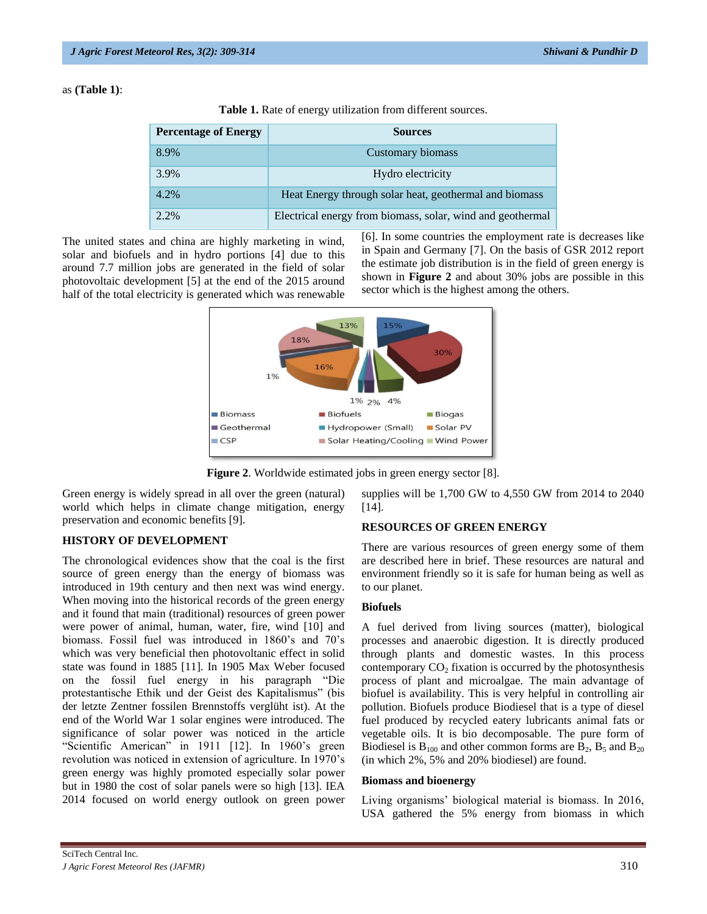as **(Table 1)**:

**Table 1.** Rate of energy utilization from different sources.

| Percentage of Energy | Sources |
|---|---|
| 8.9% | Customary biomass |
| 3.9% | Hydro electricity |
| 4.2% | Heat Energy through solar heat, geothermal and biomass |
| 2.2% | Electrical energy from biomass, solar, wind and geothermal |

The united states and china are highly marketing in wind, solar and biofuels and in hydro portions [4] due to this around 7.7 million jobs are generated in the field of solar photovoltaic development [5] at the end of the 2015 around half of the total electricity is generated which was renewable [6]. In some countries the employment rate is decreases like in Spain and Germany [7]. On the basis of GSR 2012 report the estimate job distribution is in the field of green energy is shown in **Figure 2** and about 30% jobs are possible in this sector which is the highest among the others.

**Figure 2**. Worldwide estimated jobs in green energy sector [8].

Green energy is widely spread in all over the green (natural) world which helps in climate change mitigation, energy preservation and economic benefits [9].

## HISTORY OF DEVELOPMENT

The chronological evidences show that the coal is the first source of green energy than the energy of biomass was introduced in 19th century and then next was wind energy. When moving into the historical records of the green energy and it found that main (traditional) resources of green power were power of animal, human, water, fire, wind [10] and biomass. Fossil fuel was introduced in 1860's and 70's which was very beneficial then photovoltaic effect in solid state was found in 1885 [11]. In 1905 Max Weber focused on the fossil fuel energy in his paragraph "Die protestantische Ethik und der Geist des Kapitalismus" (bis der letzte Zentner fossilen Brennstoffs verglüht ist). At the end of the World War 1 solar engines were introduced. The significance of solar power was noticed in the article "Scientific American" in 1911 [12]. In 1960's green revolution was noticed in extension of agriculture. In 1970's green energy was highly promoted especially solar power but in 1980 the cost of solar panels were so high [13]. IEA 2014 focused on world energy outlook on green power supplies will be 1,700 GW to 4,550 GW from 2014 to 2040 [14].

## RESOURCES OF GREEN ENERGY

There are various resources of green energy some of them are described here in brief. These resources are natural and environment friendly so it is safe for human being as well as to our planet.

### Biofuels

A fuel derived from living sources (matter), biological processes and anaerobic digestion. It is directly produced through plants and domestic wastes. In this process contemporary $CO_2$ fixation is occurred by the photosynthesis process of plant and microalgae. The main advantage of biofuel is availability. This is very helpful in controlling air pollution. Biofuels produce Biodiesel that is a type of diesel fuel produced by recycled eatery lubricants animal fats or vegetable oils. It is bio decomposable. The pure form of Biodiesel is $B_{100}$ and other common forms are $B_2$, $B_5$ and $B_{20}$ (in which 2%, 5% and 20% biodiesel) are found.

### Biomass and bioenergy

Living organisms' biological material is biomass. In 2016, USA gathered the 5% energy from biomass in which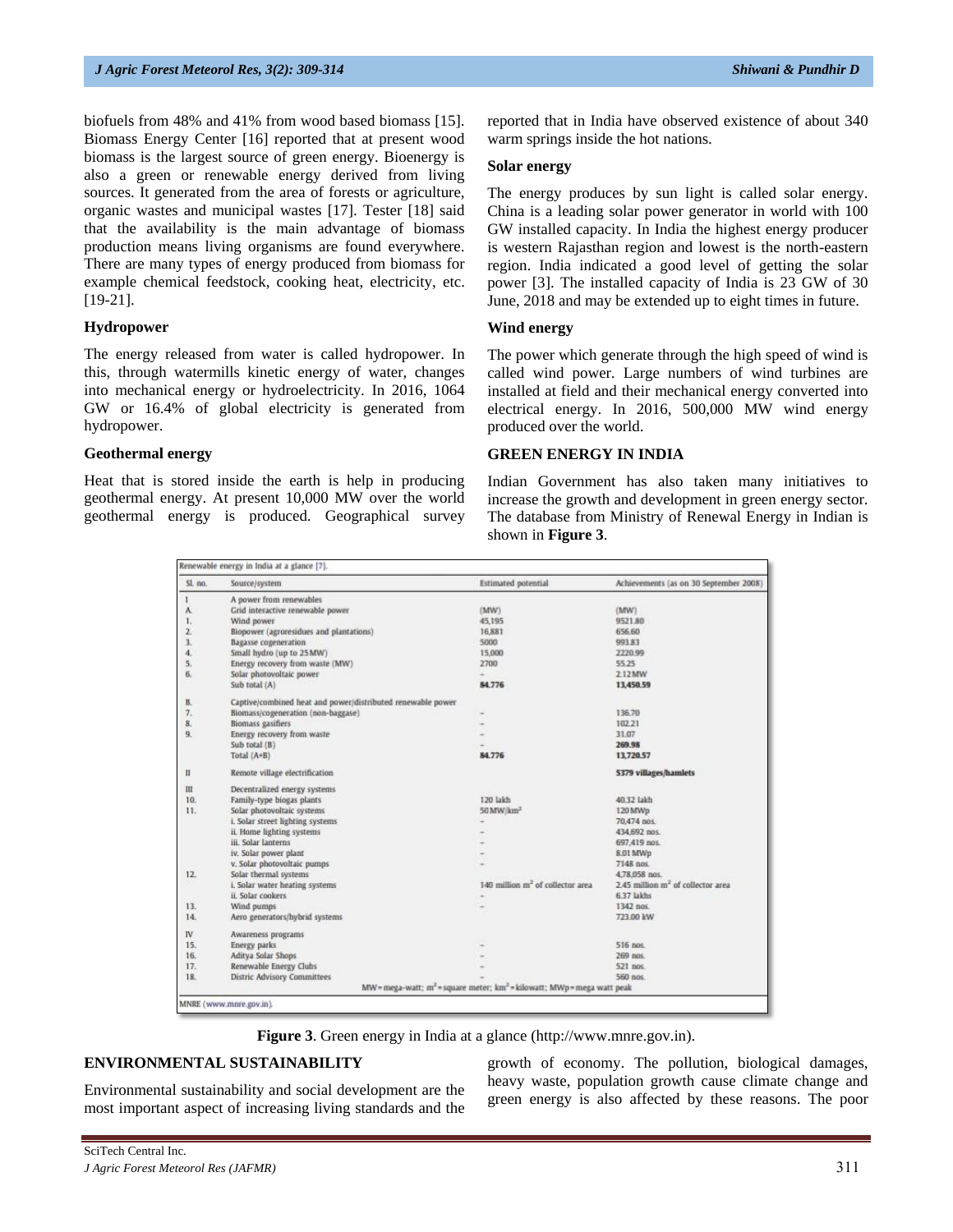biofuels from 48% and 41% from wood based biomass [15]. Biomass Energy Center [16] reported that at present wood biomass is the largest source of green energy. Bioenergy is also a green or renewable energy derived from living sources. It generated from the area of forests or agriculture, organic wastes and municipal wastes [17]. Tester [18] said that the availability is the main advantage of biomass production means living organisms are found everywhere. There are many types of energy produced from biomass for example chemical feedstock, cooking heat, electricity, etc. [19-21].

### Hydropower

The energy released from water is called hydropower. In this, through watermills kinetic energy of water, changes into mechanical energy or hydroelectricity. In 2016, 1064 GW or 16.4% of global electricity is generated from hydropower.

### Geothermal energy

Heat that is stored inside the earth is help in producing geothermal energy. At present 10,000 MW over the world geothermal energy is produced. Geographical survey reported that in India have observed existence of about 340 warm springs inside the hot nations.

### Solar energy

The energy produces by sun light is called solar energy. China is a leading solar power generator in world with 100 GW installed capacity. In India the highest energy producer is western Rajasthan region and lowest is the north-eastern region. India indicated a good level of getting the solar power [3]. The installed capacity of India is 23 GW of 30 June, 2018 and may be extended up to eight times in future.

### Wind energy

The power which generate through the high speed of wind is called wind power. Large numbers of wind turbines are installed at field and their mechanical energy converted into electrical energy. In 2016, 500,000 MW wind energy produced over the world.

## GREEN ENERGY IN INDIA

Indian Government has also taken many initiatives to increase the growth and development in green energy sector. The database from Ministry of Renewal Energy in Indian is shown in **Figure 3**.

Renewable energy in India at a glance [7].

| Sl. no. | Source/system | Estimated potential | Achievements (as on 30 September 2008) |
|---|---|---|---|
| I | A power from renewables | | |
| A. | Grid interactive renewable power | (MW) | (MW) |
| 1. | Wind power | 45,195 | 9521.80 |
| 2. | Biopower (agroresidues and plantations) | 16,881 | 656.60 |
| 3. | Bagasse cogeneration | 5000 | 993.83 |
| 4. | Small hydro (up to 25 MW) | 15,000 | 2220.99 |
| 5. | Energy recovery from waste (MW) | 2700 | 55.25 |
| 6. | Solar photovoltaic power | – | 2.12 MW |
| | Sub total (A) | **84.776** | **13,450.59** |
| B. | Captive/combined heat and power/distributed renewable power | | |
| 7. | Biomass/cogeneration (non-baggase) | – | 136.70 |
| 8. | Biomass gasifiers | – | 102.21 |
| 9. | Energy recovery from waste | – | 31.07 |
| | Sub total (B) | – | **269.98** |
| | Total (A+B) | **84.776** | **13,720.57** |
| II | Remote village electrification | | **5379 villages/hamlets** |
| III | Decentralized energy systems | | |
| 10. | Family-type biogas plants | 120 lakh | 40.32 lakh |
| 11. | Solar photovoltaic systems | 50 MW/km$^2$ | 120 MWp |
| | i. Solar street lighting systems | – | 70,474 nos. |
| | ii. Home lighting systems | – | 434,692 nos. |
| | iii. Solar lanterns | – | 697,419 nos. |
| | iv. Solar power plant | – | 8.01 MWp |
| | v. Solar photovoltaic pumps | – | 7148 nos. |
| 12. | Solar thermal systems | | 4,78,058 nos. |
| | i. Solar water heating systems | 140 million m$^2$ of collector area | 2.45 million m$^2$ of collector area |
| | ii. Solar cookers | – | 6.37 lakhs |
| 13. | Wind pumps | – | 1342 nos. |
| 14. | Aero generators/hybrid systems | | 723.00 kW |
| IV | Awareness programs | | |
| 15. | Energy parks | – | 516 nos. |
| 16. | Aditya Solar Shops | – | 269 nos. |
| 17. | Renewable Energy Clubs | – | 521 nos. |
| 18. | Distric Advisory Committees | – | 560 nos. |

MW = mega-watt; m$^2$ = square meter; km$^2$ = kilowatt; MWp = mega watt peak

MNRE (www.mnre.gov.in).

**Figure 3**. Green energy in India at a glance (http://www.mnre.gov.in).

## ENVIRONMENTAL SUSTAINABILITY

Environmental sustainability and social development are the most important aspect of increasing living standards and the growth of economy. The pollution, biological damages, heavy waste, population growth cause climate change and green energy is also affected by these reasons. The poor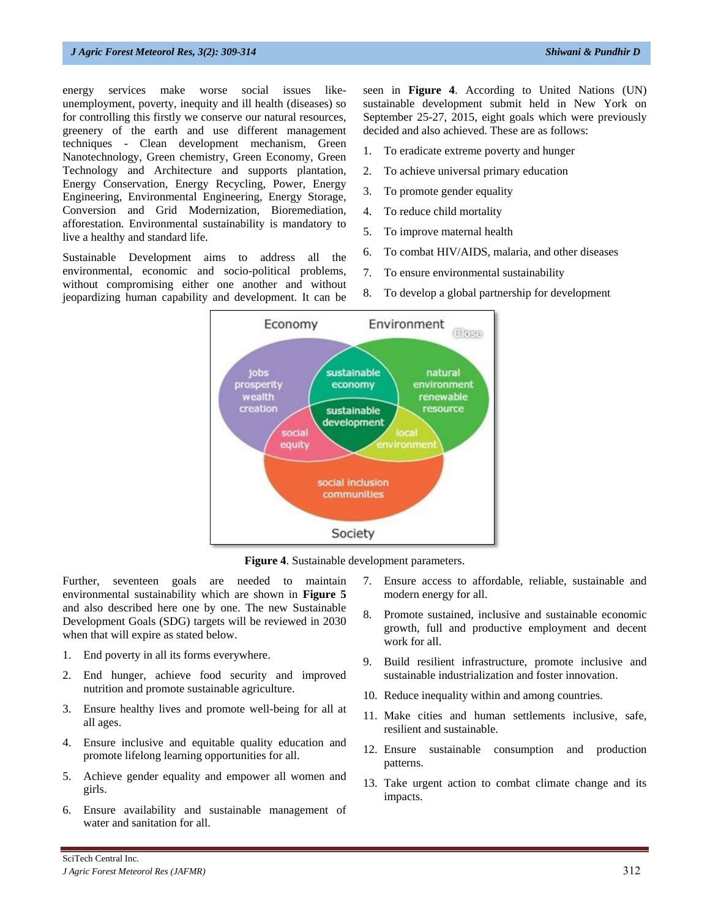energy services make worse social issues like- unemployment, poverty, inequity and ill health (diseases) so for controlling this firstly we conserve our natural resources, greenery of the earth and use different management techniques - Clean development mechanism, Green Nanotechnology, Green chemistry, Green Economy, Green Technology and Architecture and supports plantation, Energy Conservation, Energy Recycling, Power, Energy Engineering, Environmental Engineering, Energy Storage, Conversion and Grid Modernization, Bioremediation, afforestation. Environmental sustainability is mandatory to live a healthy and standard life.

Sustainable Development aims to address all the environmental, economic and socio-political problems, without compromising either one another and without jeopardizing human capability and development. It can be seen in **Figure 4**. According to United Nations (UN) sustainable development submit held in New York on September 25-27, 2015, eight goals which were previously decided and also achieved. These are as follows:

1. To eradicate extreme poverty and hunger
2. To achieve universal primary education
3. To promote gender equality
4. To reduce child mortality
5. To improve maternal health
6. To combat HIV/AIDS, malaria, and other diseases
7. To ensure environmental sustainability
8. To develop a global partnership for development

**Figure 4**. Sustainable development parameters.

Further, seventeen goals are needed to maintain environmental sustainability which are shown in **Figure 5** and also described here one by one. The new Sustainable Development Goals (SDG) targets will be reviewed in 2030 when that will expire as stated below.

1. End poverty in all its forms everywhere.
2. End hunger, achieve food security and improved nutrition and promote sustainable agriculture.
3. Ensure healthy lives and promote well-being for all at all ages.
4. Ensure inclusive and equitable quality education and promote lifelong learning opportunities for all.
5. Achieve gender equality and empower all women and girls.
6. Ensure availability and sustainable management of water and sanitation for all.
7. Ensure access to affordable, reliable, sustainable and modern energy for all.
8. Promote sustained, inclusive and sustainable economic growth, full and productive employment and decent work for all.
9. Build resilient infrastructure, promote inclusive and sustainable industrialization and foster innovation.
10. Reduce inequality within and among countries.
11. Make cities and human settlements inclusive, safe, resilient and sustainable.
12. Ensure sustainable consumption and production patterns.
13. Take urgent action to combat climate change and its impacts.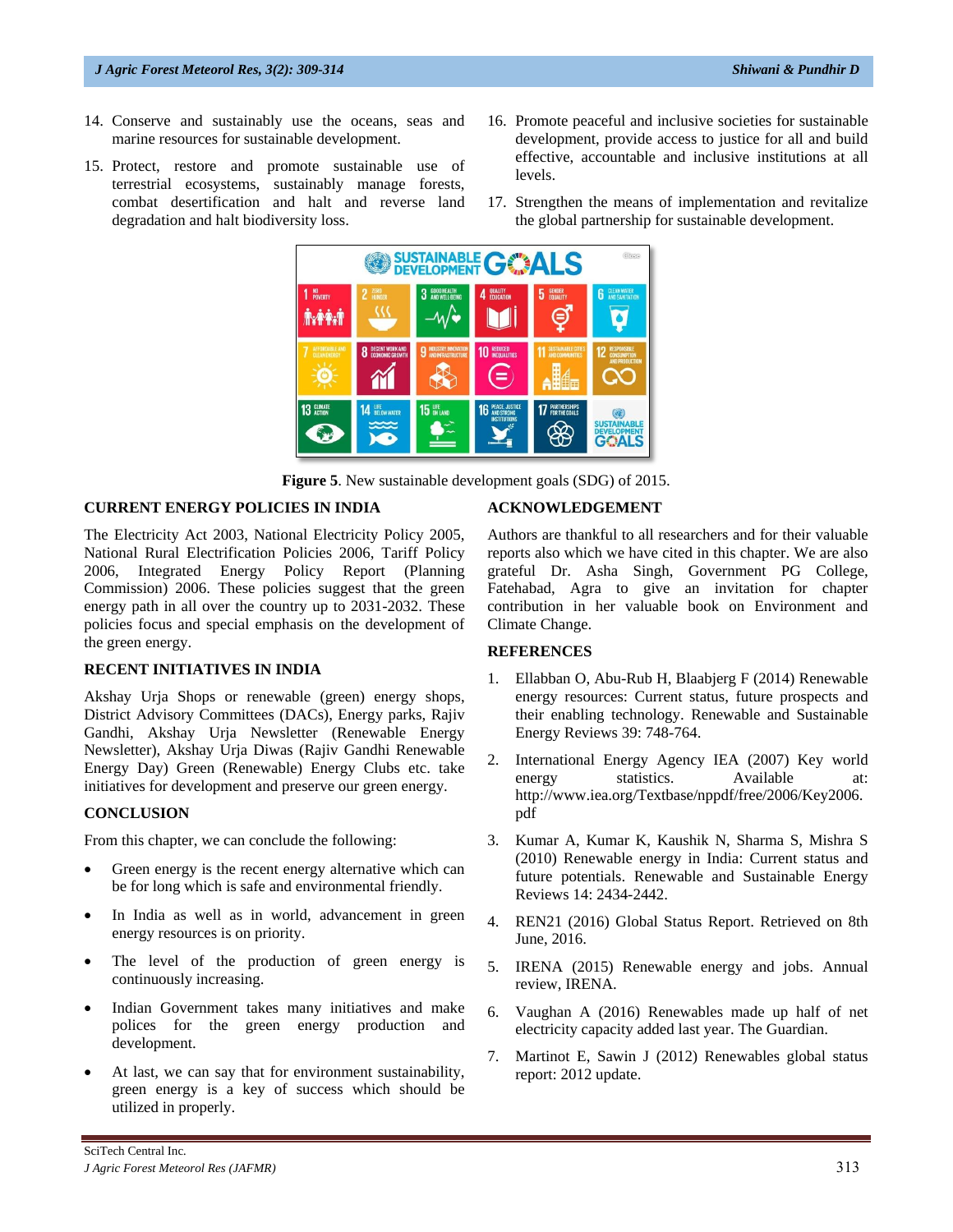14. Conserve and sustainably use the oceans, seas and marine resources for sustainable development.
15. Protect, restore and promote sustainable use of terrestrial ecosystems, sustainably manage forests, combat desertification and halt and reverse land degradation and halt biodiversity loss.
16. Promote peaceful and inclusive societies for sustainable development, provide access to justice for all and build effective, accountable and inclusive institutions at all levels.
17. Strengthen the means of implementation and revitalize the global partnership for sustainable development.

**Figure 5**. New sustainable development goals (SDG) of 2015.

## CURRENT ENERGY POLICIES IN INDIA

The Electricity Act 2003, National Electricity Policy 2005, National Rural Electrification Policies 2006, Tariff Policy 2006, Integrated Energy Policy Report (Planning Commission) 2006. These policies suggest that the green energy path in all over the country up to 2031-2032. These policies focus and special emphasis on the development of the green energy.

## RECENT INITIATIVES IN INDIA

Akshay Urja Shops or renewable (green) energy shops, District Advisory Committees (DACs), Energy parks, Rajiv Gandhi, Akshay Urja Newsletter (Renewable Energy Newsletter), Akshay Urja Diwas (Rajiv Gandhi Renewable Energy Day) Green (Renewable) Energy Clubs etc. take initiatives for development and preserve our green energy.

## CONCLUSION

From this chapter, we can conclude the following:

- Green energy is the recent energy alternative which can be for long which is safe and environmental friendly.
- In India as well as in world, advancement in green energy resources is on priority.
- The level of the production of green energy is continuously increasing.
- Indian Government takes many initiatives and make polices for the green energy production and development.
- At last, we can say that for environment sustainability, green energy is a key of success which should be utilized in properly.

## ACKNOWLEDGEMENT

Authors are thankful to all researchers and for their valuable reports also which we have cited in this chapter. We are also grateful Dr. Asha Singh, Government PG College, Fatehabad, Agra to give an invitation for chapter contribution in her valuable book on Environment and Climate Change.

## REFERENCES

1. Ellabban O, Abu-Rub H, Blaabjerg F (2014) Renewable energy resources: Current status, future prospects and their enabling technology. Renewable and Sustainable Energy Reviews 39: 748-764.
2. International Energy Agency IEA (2007) Key world energy statistics. Available at: http://www.iea.org/Textbase/nppdf/free/2006/Key2006.pdf
3. Kumar A, Kumar K, Kaushik N, Sharma S, Mishra S (2010) Renewable energy in India: Current status and future potentials. Renewable and Sustainable Energy Reviews 14: 2434-2442.
4. REN21 (2016) Global Status Report. Retrieved on 8th June, 2016.
5. IRENA (2015) Renewable energy and jobs. Annual review, IRENA.
6. Vaughan A (2016) Renewables made up half of net electricity capacity added last year. The Guardian.
7. Martinot E, Sawin J (2012) Renewables global status report: 2012 update.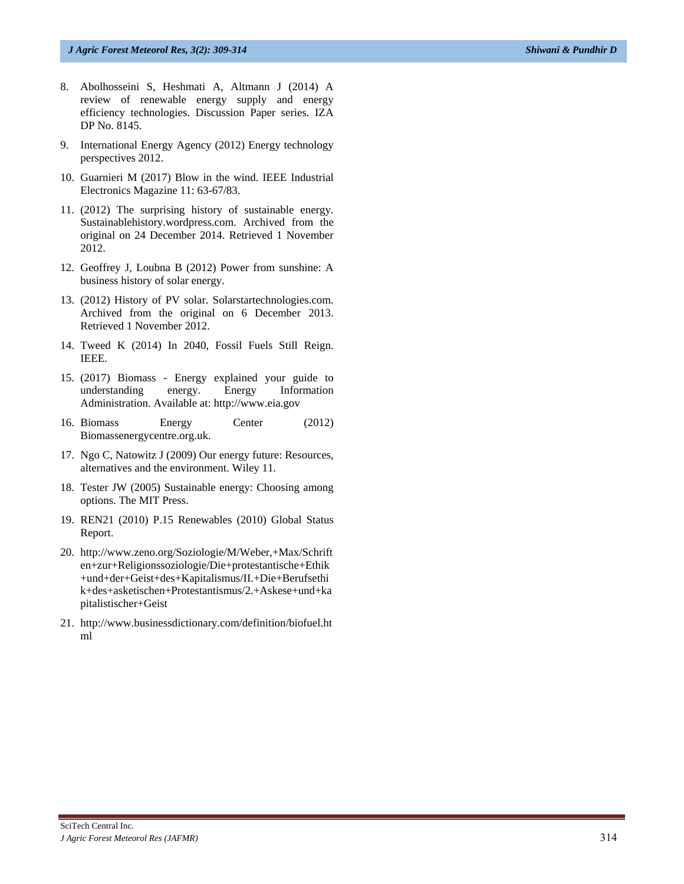8. Abolhosseini S, Heshmati A, Altmann J (2014) A review of renewable energy supply and energy efficiency technologies. Discussion Paper series. IZA DP No. 8145.

9. International Energy Agency (2012) Energy technology perspectives 2012.

10. Guarnieri M (2017) Blow in the wind. IEEE Industrial Electronics Magazine 11: 63-67/83.

11. (2012) The surprising history of sustainable energy. Sustainablehistory.wordpress.com. Archived from the original on 24 December 2014. Retrieved 1 November 2012.

12. Geoffrey J, Loubna B (2012) Power from sunshine: A business history of solar energy.

13. (2012) History of PV solar. Solarstartechnologies.com. Archived from the original on 6 December 2013. Retrieved 1 November 2012.

14. Tweed K (2014) In 2040, Fossil Fuels Still Reign. IEEE.

15. (2017) Biomass - Energy explained your guide to understanding energy. Energy Information Administration. Available at: http://www.eia.gov

16. Biomass Energy Center (2012) Biomassenergycentre.org.uk.

17. Ngo C, Natowitz J (2009) Our energy future: Resources, alternatives and the environment. Wiley 11.

18. Tester JW (2005) Sustainable energy: Choosing among options. The MIT Press.

19. REN21 (2010) P.15 Renewables (2010) Global Status Report.

20. http://www.zeno.org/Soziologie/M/Weber,+Max/Schriften+zur+Religionssoziologie/Die+protestantische+Ethik+und+der+Geist+des+Kapitalismus/II.+Die+Berufsethik+des+asketischen+Protestantismus/2.+Askese+und+kapitalistischer+Geist

21. http://www.businessdictionary.com/definition/biofuel.html